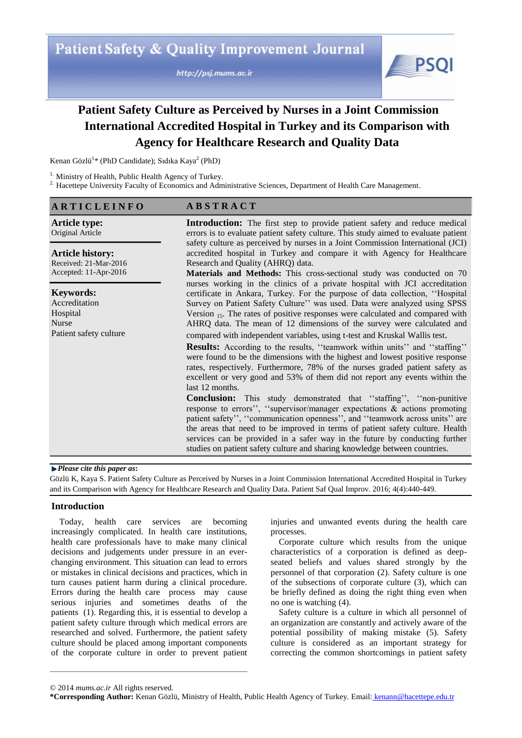# Patient Safety Culture as Perceived by Nurses in a Joint Commission International Accredited Hospital in Turkey and its Comparison with Agency for Healthcare Research and Quality Data

Kenan Gözlü[1]* (PhD Candidate); Sıdıka Kaya[2] (PhD)

[1] Ministry of Health, Public Health Agency of Turkey.
[2] Hacettepe University Faculty of Economics and Administrative Sciences, Department of Health Care Management.

## ARTICLE INFO

**Article type:**
Original Article

**Article history:**
Received: 21-Mar-2016
Accepted: 11-Apr-2016

**Keywords:**
Accreditation
Hospital
Nurse
Patient safety culture

## ABSTRACT

**Introduction:** The first step to provide patient safety and reduce medical errors is to evaluate patient safety culture. This study aimed to evaluate patient safety culture as perceived by nurses in a Joint Commission International (JCI) accredited hospital in Turkey and compare it with Agency for Healthcare Research and Quality (AHRQ) data.

**Materials and Methods:** This cross-sectional study was conducted on 70 nurses working in the clinics of a private hospital with JCI accreditation certificate in Ankara, Turkey. For the purpose of data collection, ''Hospital Survey on Patient Safety Culture'' was used. Data were analyzed using SPSS Version $_{15}$. The rates of positive responses were calculated and compared with AHRQ data. The mean of 12 dimensions of the survey were calculated and compared with independent variables, using t-test and Kruskal Wallis test.

**Results:** According to the results, ''teamwork within units'' and ''staffing'' were found to be the dimensions with the highest and lowest positive response rates, respectively. Furthermore, 78% of the nurses graded patient safety as excellent or very good and 53% of them did not report any events within the last 12 months.

**Conclusion:** This study demonstrated that ''staffing'', ''non-punitive response to errors'', ''supervisor/manager expectations & actions promoting patient safety'', ''communication openness'', and ''teamwork across units'' are the areas that need to be improved in terms of patient safety culture. Health services can be provided in a safer way in the future by conducting further studies on patient safety culture and sharing knowledge between countries.

▶ ***Please cite this paper as*:**
Gözlü K, Kaya S. Patient Safety Culture as Perceived by Nurses in a Joint Commission International Accredited Hospital in Turkey and its Comparison with Agency for Healthcare Research and Quality Data. Patient Saf Qual Improv. 2016; 4(4):440-449.

## Introduction

Today, health care services are becoming increasingly complicated. In health care institutions, health care professionals have to make many clinical decisions and judgements under pressure in an ever-changing environment. This situation can lead to errors or mistakes in clinical decisions and practices, which in turn causes patient harm during a clinical procedure. Errors during the health care process may cause serious injuries and sometimes deaths of the patients (1). Regarding this, it is essential to develop a patient safety culture through which medical errors are researched and solved. Furthermore, the patient safety culture should be placed among important components of the corporate culture in order to prevent patient injuries and unwanted events during the health care processes.

Corporate culture which results from the unique characteristics of a corporation is defined as deep-seated beliefs and values shared strongly by the personnel of that corporation (2). Safety culture is one of the subsections of corporate culture (3), which can be briefly defined as doing the right thing even when no one is watching (4).

Safety culture is a culture in which all personnel of an organization are constantly and actively aware of the potential possibility of making mistake (5). Safety culture is considered as an important strategy for correcting the common shortcomings in patient safety

© 2014 *mums.ac.ir* All rights reserved.
**\*Corresponding Author:** Kenan Gözlü, Ministry of Health, Public Health Agency of Turkey. Email: kenann@hacettepe.edu.tr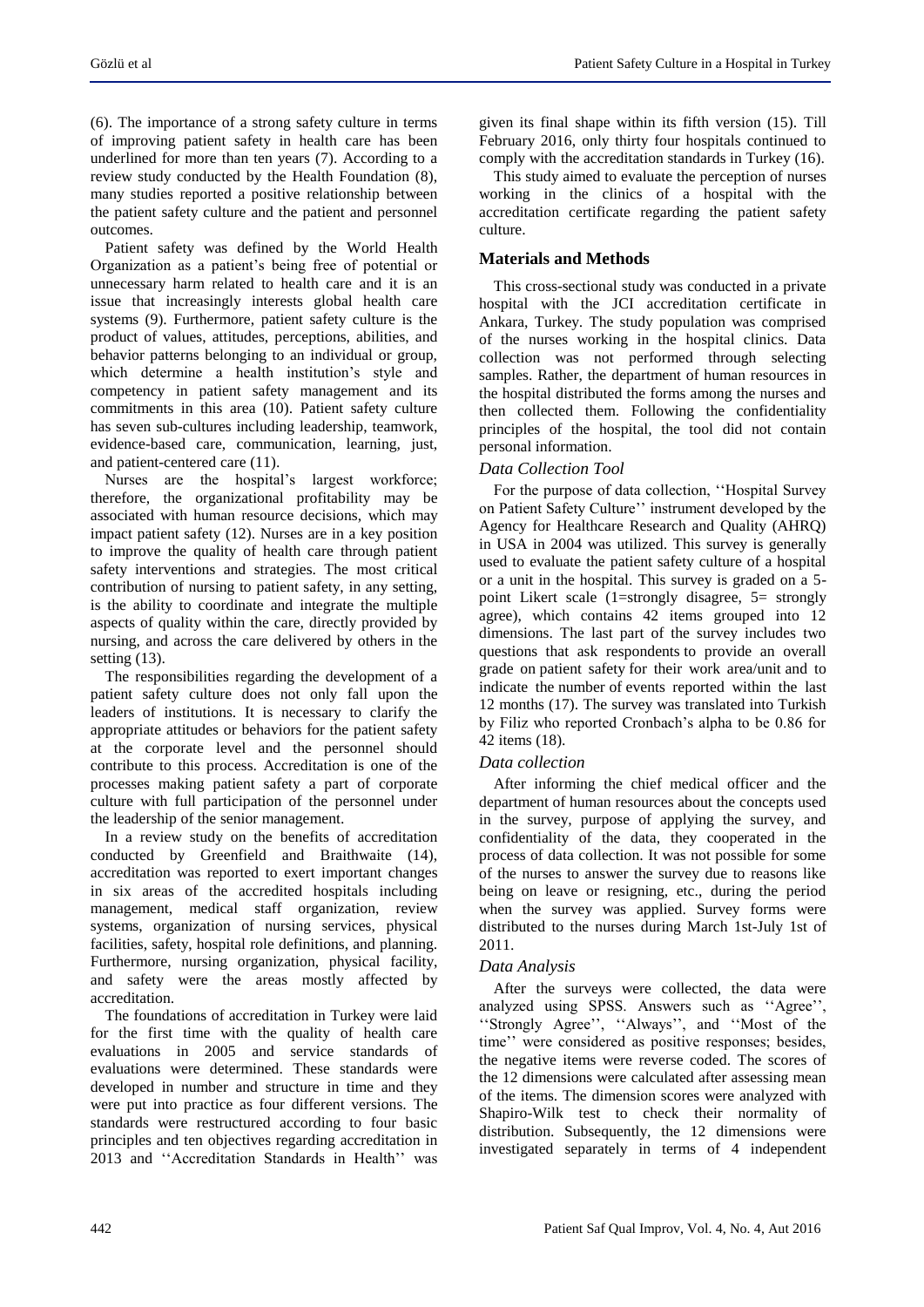(6). The importance of a strong safety culture in terms of improving patient safety in health care has been underlined for more than ten years (7). According to a review study conducted by the Health Foundation (8), many studies reported a positive relationship between the patient safety culture and the patient and personnel outcomes.

Patient safety was defined by the World Health Organization as a patient's being free of potential or unnecessary harm related to health care and it is an issue that increasingly interests global health care systems (9). Furthermore, patient safety culture is the product of values, attitudes, perceptions, abilities, and behavior patterns belonging to an individual or group, which determine a health institution's style and competency in patient safety management and its commitments in this area (10). Patient safety culture has seven sub-cultures including leadership, teamwork, evidence-based care, communication, learning, just, and patient-centered care (11).

Nurses are the hospital's largest workforce; therefore, the organizational profitability may be associated with human resource decisions, which may impact patient safety (12). Nurses are in a key position to improve the quality of health care through patient safety interventions and strategies. The most critical contribution of nursing to patient safety, in any setting, is the ability to coordinate and integrate the multiple aspects of quality within the care, directly provided by nursing, and across the care delivered by others in the setting (13).

The responsibilities regarding the development of a patient safety culture does not only fall upon the leaders of institutions. It is necessary to clarify the appropriate attitudes or behaviors for the patient safety at the corporate level and the personnel should contribute to this process. Accreditation is one of the processes making patient safety a part of corporate culture with full participation of the personnel under the leadership of the senior management.

In a review study on the benefits of accreditation conducted by Greenfield and Braithwaite (14), accreditation was reported to exert important changes in six areas of the accredited hospitals including management, medical staff organization, review systems, organization of nursing services, physical facilities, safety, hospital role definitions, and planning. Furthermore, nursing organization, physical facility, and safety were the areas mostly affected by accreditation.

The foundations of accreditation in Turkey were laid for the first time with the quality of health care evaluations in 2005 and service standards of evaluations were determined. These standards were developed in number and structure in time and they were put into practice as four different versions. The standards were restructured according to four basic principles and ten objectives regarding accreditation in 2013 and ''Accreditation Standards in Health'' was given its final shape within its fifth version (15). Till February 2016, only thirty four hospitals continued to comply with the accreditation standards in Turkey (16).

This study aimed to evaluate the perception of nurses working in the clinics of a hospital with the accreditation certificate regarding the patient safety culture.

## Materials and Methods

This cross-sectional study was conducted in a private hospital with the JCI accreditation certificate in Ankara, Turkey. The study population was comprised of the nurses working in the hospital clinics. Data collection was not performed through selecting samples. Rather, the department of human resources in the hospital distributed the forms among the nurses and then collected them. Following the confidentiality principles of the hospital, the tool did not contain personal information.

### *Data Collection Tool*

For the purpose of data collection, ''Hospital Survey on Patient Safety Culture'' instrument developed by the Agency for Healthcare Research and Quality (AHRQ) in USA in 2004 was utilized. This survey is generally used to evaluate the patient safety culture of a hospital or a unit in the hospital. This survey is graded on a 5-point Likert scale (1=strongly disagree, 5= strongly agree), which contains 42 items grouped into 12 dimensions. The last part of the survey includes two questions that ask respondents to provide an overall grade on patient safety for their work area/unit and to indicate the number of events reported within the last 12 months (17). The survey was translated into Turkish by Filiz who reported Cronbach's alpha to be 0.86 for 42 items (18).

### *Data collection*

After informing the chief medical officer and the department of human resources about the concepts used in the survey, purpose of applying the survey, and confidentiality of the data, they cooperated in the process of data collection. It was not possible for some of the nurses to answer the survey due to reasons like being on leave or resigning, etc., during the period when the survey was applied. Survey forms were distributed to the nurses during March 1st-July 1st of 2011.

### *Data Analysis*

After the surveys were collected, the data were analyzed using SPSS. Answers such as ''Agree'', ''Strongly Agree'', ''Always'', and ''Most of the time'' were considered as positive responses; besides, the negative items were reverse coded. The scores of the 12 dimensions were calculated after assessing mean of the items. The dimension scores were analyzed with Shapiro-Wilk test to check their normality of distribution. Subsequently, the 12 dimensions were investigated separately in terms of 4 independent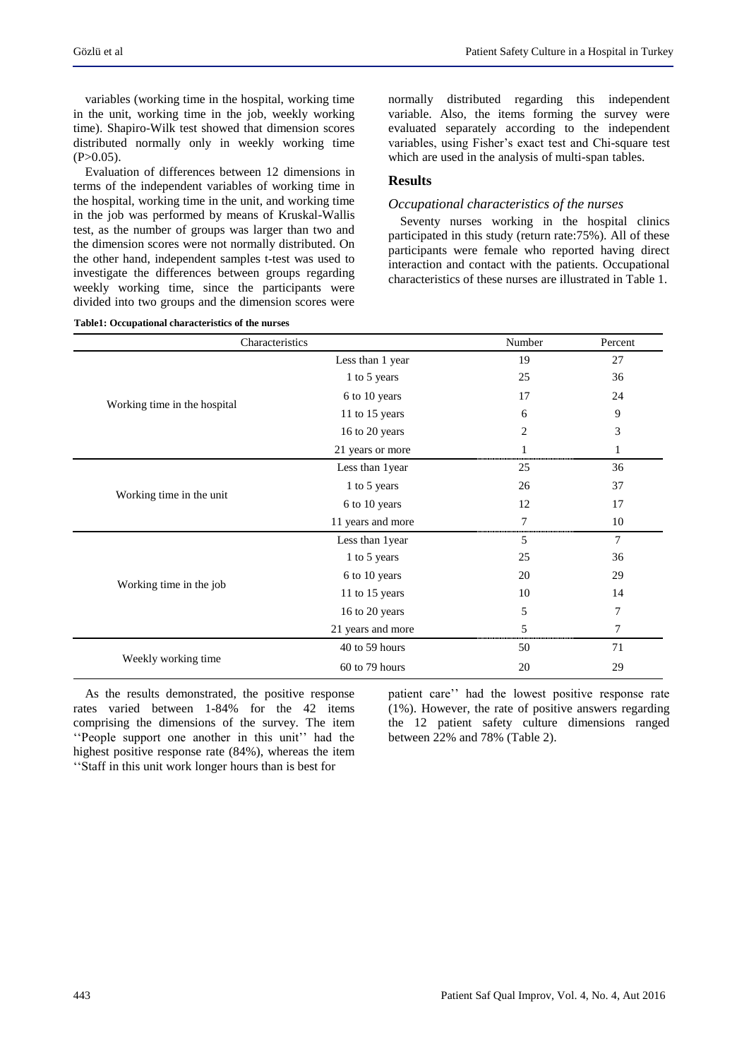variables (working time in the hospital, working time in the unit, working time in the job, weekly working time). Shapiro-Wilk test showed that dimension scores distributed normally only in weekly working time ($P>0.05$).

Evaluation of differences between 12 dimensions in terms of the independent variables of working time in the hospital, working time in the unit, and working time in the job was performed by means of Kruskal-Wallis test, as the number of groups was larger than two and the dimension scores were not normally distributed. On the other hand, independent samples t-test was used to investigate the differences between groups regarding weekly working time, since the participants were divided into two groups and the dimension scores were normally distributed regarding this independent variable. Also, the items forming the survey were evaluated separately according to the independent variables, using Fisher's exact test and Chi-square test which are used in the analysis of multi-span tables.

## Results

### *Occupational characteristics of the nurses*

Seventy nurses working in the hospital clinics participated in this study (return rate:75%). All of these participants were female who reported having direct interaction and contact with the patients. Occupational characteristics of these nurses are illustrated in Table 1.

**Table1: Occupational characteristics of the nurses**

| Characteristics | | Number | Percent |
|---|---|---|---|
| Working time in the hospital | Less than 1 year | 19 | 27 |
| | 1 to 5 years | 25 | 36 |
| | 6 to 10 years | 17 | 24 |
| | 11 to 15 years | 6 | 9 |
| | 16 to 20 years | 2 | 3 |
| | 21 years or more | 1 | 1 |
| Working time in the unit | Less than 1year | 25 | 36 |
| | 1 to 5 years | 26 | 37 |
| | 6 to 10 years | 12 | 17 |
| | 11 years and more | 7 | 10 |
| Working time in the job | Less than 1year | 5 | 7 |
| | 1 to 5 years | 25 | 36 |
| | 6 to 10 years | 20 | 29 |
| | 11 to 15 years | 10 | 14 |
| | 16 to 20 years | 5 | 7 |
| | 21 years and more | 5 | 7 |
| Weekly working time | 40 to 59 hours | 50 | 71 |
| | 60 to 79 hours | 20 | 29 |

As the results demonstrated, the positive response rates varied between 1-84% for the 42 items comprising the dimensions of the survey. The item ''People support one another in this unit'' had the highest positive response rate (84%), whereas the item ''Staff in this unit work longer hours than is best for patient care'' had the lowest positive response rate (1%). However, the rate of positive answers regarding the 12 patient safety culture dimensions ranged between 22% and 78% (Table 2).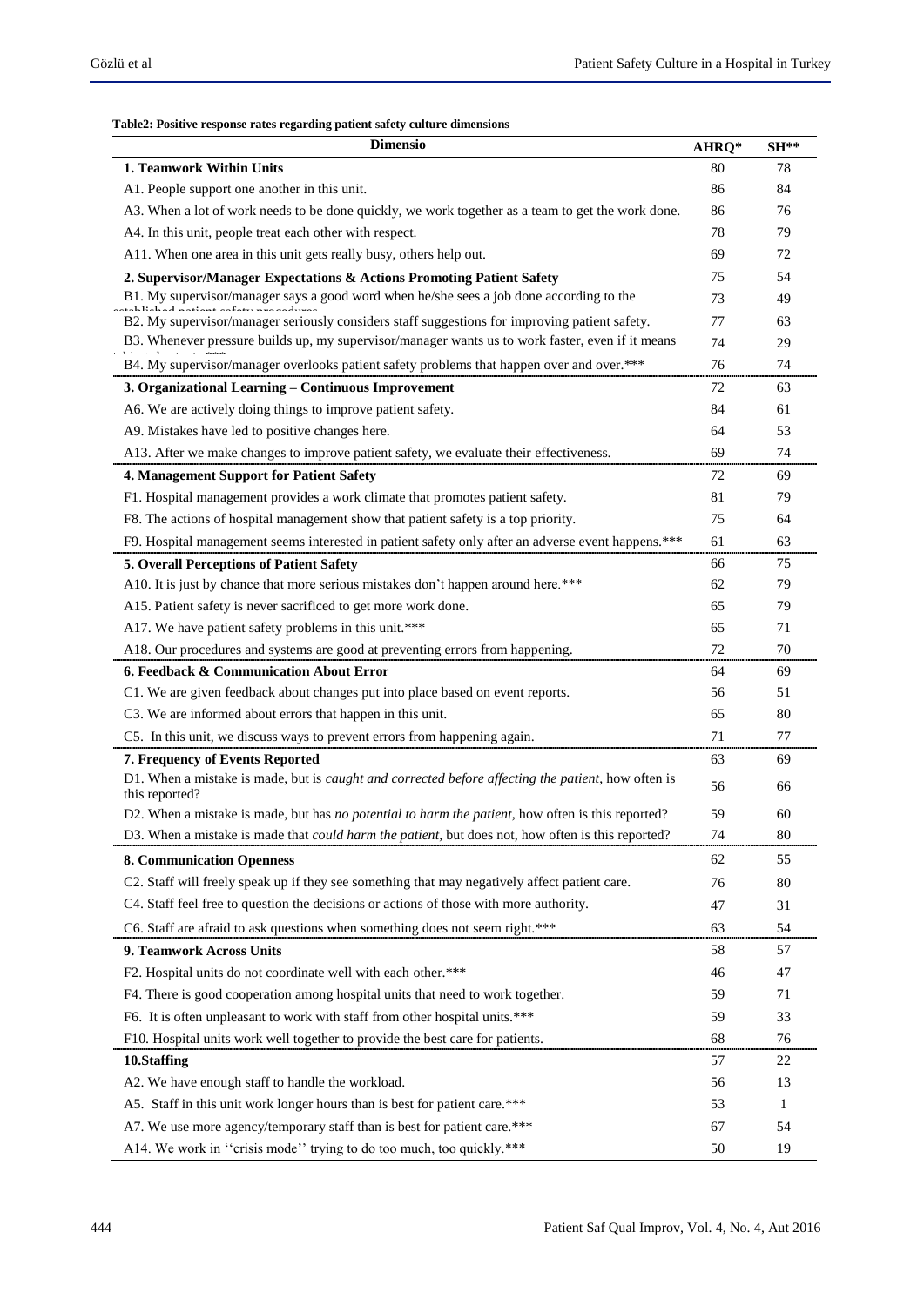**Table2: Positive response rates regarding patient safety culture dimensions**

| Dimensio | AHRQ* | SH** |
|---|---|---|
| **1. Teamwork Within Units** | 80 | 78 |
| A1. People support one another in this unit. | 86 | 84 |
| A3. When a lot of work needs to be done quickly, we work together as a team to get the work done. | 86 | 76 |
| A4. In this unit, people treat each other with respect. | 78 | 79 |
| A11. When one area in this unit gets really busy, others help out. | 69 | 72 |
| **2. Supervisor/Manager Expectations & Actions Promoting Patient Safety** | 75 | 54 |
| B1. My supervisor/manager says a good word when he/she sees a job done according to the established patient safety procedures. | 73 | 49 |
| B2. My supervisor/manager seriously considers staff suggestions for improving patient safety. | 77 | 63 |
| B3. Whenever pressure builds up, my supervisor/manager wants us to work faster, even if it means taking shortcuts.*** | 74 | 29 |
| B4. My supervisor/manager overlooks patient safety problems that happen over and over.*** | 76 | 74 |
| **3. Organizational Learning – Continuous Improvement** | 72 | 63 |
| A6. We are actively doing things to improve patient safety. | 84 | 61 |
| A9. Mistakes have led to positive changes here. | 64 | 53 |
| A13. After we make changes to improve patient safety, we evaluate their effectiveness. | 69 | 74 |
| **4. Management Support for Patient Safety** | 72 | 69 |
| F1. Hospital management provides a work climate that promotes patient safety. | 81 | 79 |
| F8. The actions of hospital management show that patient safety is a top priority. | 75 | 64 |
| F9. Hospital management seems interested in patient safety only after an adverse event happens.*** | 61 | 63 |
| **5. Overall Perceptions of Patient Safety** | 66 | 75 |
| A10. It is just by chance that more serious mistakes don't happen around here.*** | 62 | 79 |
| A15. Patient safety is never sacrificed to get more work done. | 65 | 79 |
| A17. We have patient safety problems in this unit.*** | 65 | 71 |
| A18. Our procedures and systems are good at preventing errors from happening. | 72 | 70 |
| **6. Feedback & Communication About Error** | 64 | 69 |
| C1. We are given feedback about changes put into place based on event reports. | 56 | 51 |
| C3. We are informed about errors that happen in this unit. | 65 | 80 |
| C5. In this unit, we discuss ways to prevent errors from happening again. | 71 | 77 |
| **7. Frequency of Events Reported** | 63 | 69 |
| D1. When a mistake is made, but is *caught and corrected before affecting the patient*, how often is this reported? | 56 | 66 |
| D2. When a mistake is made, but has *no potential to harm the patient*, how often is this reported? | 59 | 60 |
| D3. When a mistake is made that *could harm the patient*, but does not, how often is this reported? | 74 | 80 |
| **8. Communication Openness** | 62 | 55 |
| C2. Staff will freely speak up if they see something that may negatively affect patient care. | 76 | 80 |
| C4. Staff feel free to question the decisions or actions of those with more authority. | 47 | 31 |
| C6. Staff are afraid to ask questions when something does not seem right.*** | 63 | 54 |
| **9. Teamwork Across Units** | 58 | 57 |
| F2. Hospital units do not coordinate well with each other.*** | 46 | 47 |
| F4. There is good cooperation among hospital units that need to work together. | 59 | 71 |
| F6. It is often unpleasant to work with staff from other hospital units.*** | 59 | 33 |
| F10. Hospital units work well together to provide the best care for patients. | 68 | 76 |
| **10.Staffing** | 57 | 22 |
| A2. We have enough staff to handle the workload. | 56 | 13 |
| A5. Staff in this unit work longer hours than is best for patient care.*** | 53 | 1 |
| A7. We use more agency/temporary staff than is best for patient care.*** | 67 | 54 |
| A14. We work in ''crisis mode'' trying to do too much, too quickly.*** | 50 | 19 |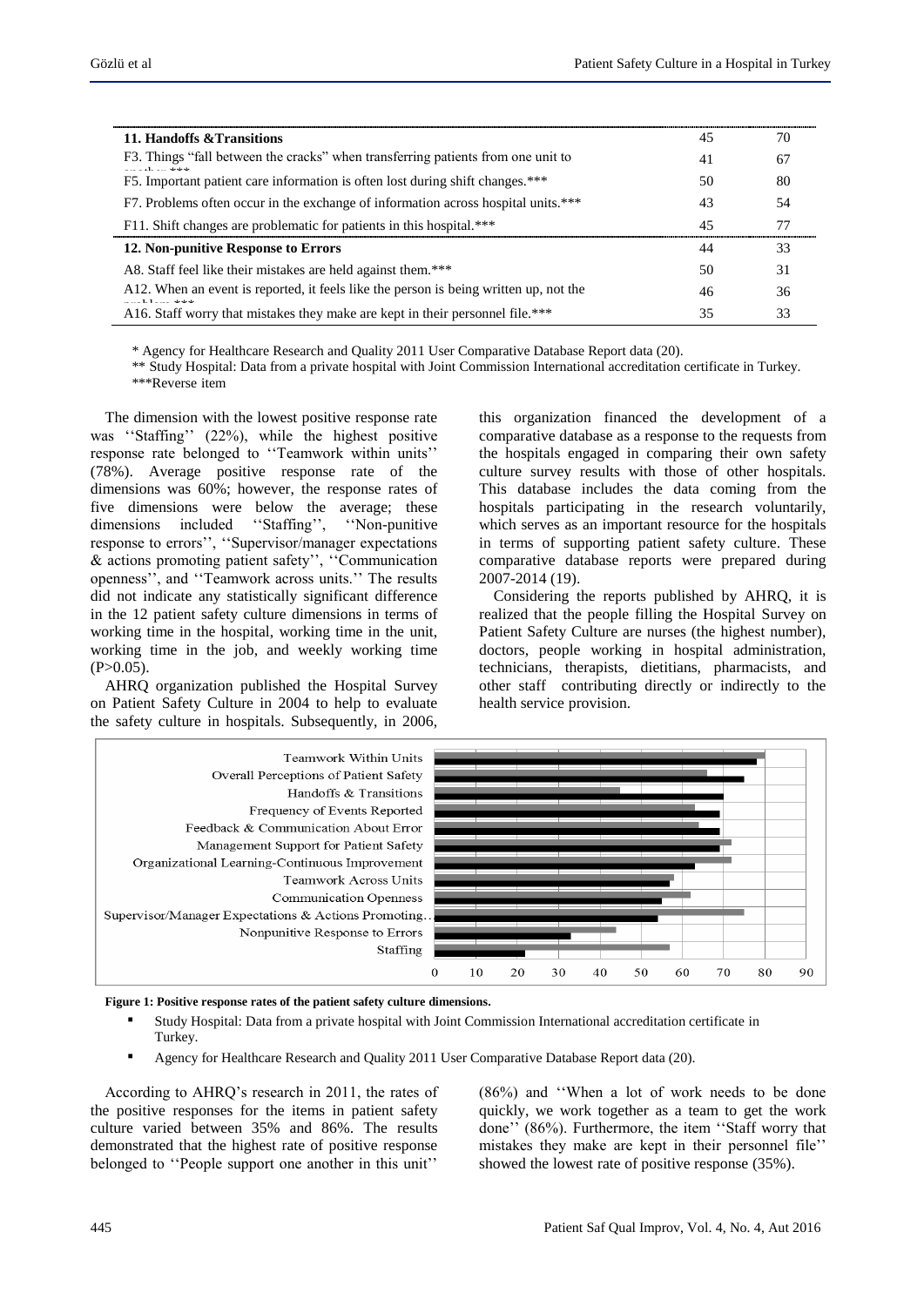| | | |
|---|---|---|
| **11. Handoffs &Transitions** | 45 | 70 |
| F3. Things "fall between the cracks" when transferring patients from one unit to another.*** | 41 | 67 |
| F5. Important patient care information is often lost during shift changes.*** | 50 | 80 |
| F7. Problems often occur in the exchange of information across hospital units.*** | 43 | 54 |
| F11. Shift changes are problematic for patients in this hospital.*** | 45 | 77 |
| **12. Non-punitive Response to Errors** | 44 | 33 |
| A8. Staff feel like their mistakes are held against them.*** | 50 | 31 |
| A12. When an event is reported, it feels like the person is being written up, not the problem.*** | 46 | 36 |
| A16. Staff worry that mistakes they make are kept in their personnel file.*** | 35 | 33 |

\* Agency for Healthcare Research and Quality 2011 User Comparative Database Report data (20).

\*\* Study Hospital: Data from a private hospital with Joint Commission International accreditation certificate in Turkey.

\*\*\*Reverse item

The dimension with the lowest positive response rate was ''Staffing'' (22%), while the highest positive response rate belonged to ''Teamwork within units'' (78%). Average positive response rate of the dimensions was 60%; however, the response rates of five dimensions were below the average; these dimensions included ''Staffing'', ''Non-punitive response to errors'', ''Supervisor/manager expectations & actions promoting patient safety'', ''Communication openness'', and ''Teamwork across units.'' The results did not indicate any statistically significant difference in the 12 patient safety culture dimensions in terms of working time in the hospital, working time in the unit, working time in the job, and weekly working time ($P>0.05$).

AHRQ organization published the Hospital Survey on Patient Safety Culture in 2004 to help to evaluate the safety culture in hospitals. Subsequently, in 2006, this organization financed the development of a comparative database as a response to the requests from the hospitals engaged in comparing their own safety culture survey results with those of other hospitals. This database includes the data coming from the hospitals participating in the research voluntarily, which serves as an important resource for the hospitals in terms of supporting patient safety culture. These comparative database reports were prepared during 2007-2014 (19).

Considering the reports published by AHRQ, it is realized that the people filling the Hospital Survey on Patient Safety Culture are nurses (the highest number), doctors, people working in hospital administration, technicians, therapists, dietitians, pharmacists, and other staff contributing directly or indirectly to the health service provision.

**Figure 1: Positive response rates of the patient safety culture dimensions.**

- Study Hospital: Data from a private hospital with Joint Commission International accreditation certificate in Turkey.
- Agency for Healthcare Research and Quality 2011 User Comparative Database Report data (20).

According to AHRQ's research in 2011, the rates of the positive responses for the items in patient safety culture varied between 35% and 86%. The results demonstrated that the highest rate of positive response belonged to ''People support one another in this unit'' (86%) and ''When a lot of work needs to be done quickly, we work together as a team to get the work done'' (86%). Furthermore, the item ''Staff worry that mistakes they make are kept in their personnel file'' showed the lowest rate of positive response (35%).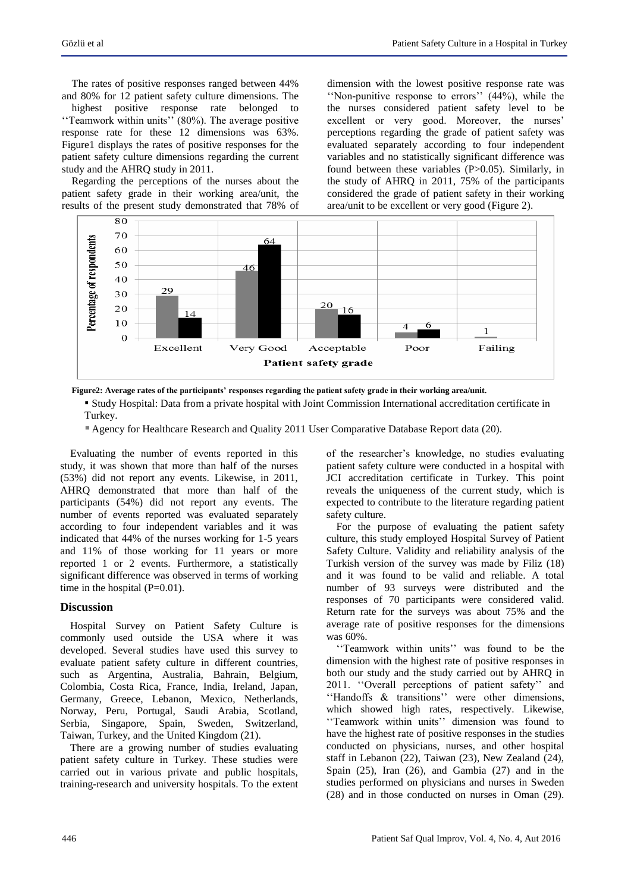The rates of positive responses ranged between 44% and 80% for 12 patient safety culture dimensions. The highest positive response rate belonged to ''Teamwork within units'' (80%). The average positive response rate for these 12 dimensions was 63%. Figure1 displays the rates of positive responses for the patient safety culture dimensions regarding the current study and the AHRQ study in 2011.

Regarding the perceptions of the nurses about the patient safety grade in their working area/unit, the results of the present study demonstrated that 78% of dimension with the lowest positive response rate was ''Non-punitive response to errors'' (44%), while the the nurses considered patient safety level to be excellent or very good. Moreover, the nurses' perceptions regarding the grade of patient safety was evaluated separately according to four independent variables and no statistically significant difference was found between these variables (P>0.05). Similarly, in the study of AHRQ in 2011, 75% of the participants considered the grade of patient safety in their working area/unit to be excellent or very good (Figure 2).

| Patient safety grade | Study Hospital | AHRQ 2011 |
|---|---|---|
| Excellent | 29 | 14 |
| Very Good | 46 | 64 |
| Acceptable | 20 | 16 |
| Poor | 4 | 6 |
| Failing | 1 | |

**Figure2: Average rates of the participants' responses regarding the patient safety grade in their working area/unit.**

- Study Hospital: Data from a private hospital with Joint Commission International accreditation certificate in Turkey.
- Agency for Healthcare Research and Quality 2011 User Comparative Database Report data (20).

Evaluating the number of events reported in this study, it was shown that more than half of the nurses (53%) did not report any events. Likewise, in 2011, AHRQ demonstrated that more than half of the participants (54%) did not report any events. The number of events reported was evaluated separately according to four independent variables and it was indicated that 44% of the nurses working for 1-5 years and 11% of those working for 11 years or more reported 1 or 2 events. Furthermore, a statistically significant difference was observed in terms of working time in the hospital (P=0.01).

## Discussion

Hospital Survey on Patient Safety Culture is commonly used outside the USA where it was developed. Several studies have used this survey to evaluate patient safety culture in different countries, such as Argentina, Australia, Bahrain, Belgium, Colombia, Costa Rica, France, India, Ireland, Japan, Germany, Greece, Lebanon, Mexico, Netherlands, Norway, Peru, Portugal, Saudi Arabia, Scotland, Serbia, Singapore, Spain, Sweden, Switzerland, Taiwan, Turkey, and the United Kingdom (21).

There are a growing number of studies evaluating patient safety culture in Turkey. These studies were carried out in various private and public hospitals, training-research and university hospitals. To the extent of the researcher's knowledge, no studies evaluating patient safety culture were conducted in a hospital with JCI accreditation certificate in Turkey. This point reveals the uniqueness of the current study, which is expected to contribute to the literature regarding patient safety culture.

For the purpose of evaluating the patient safety culture, this study employed Hospital Survey of Patient Safety Culture. Validity and reliability analysis of the Turkish version of the survey was made by Filiz (18) and it was found to be valid and reliable. A total number of 93 surveys were distributed and the responses of 70 participants were considered valid. Return rate for the surveys was about 75% and the average rate of positive responses for the dimensions was 60%.

''Teamwork within units'' was found to be the dimension with the highest rate of positive responses in both our study and the study carried out by AHRQ in 2011. ''Overall perceptions of patient safety'' and ''Handoffs & transitions'' were other dimensions, which showed high rates, respectively. Likewise, ''Teamwork within units'' dimension was found to have the highest rate of positive responses in the studies conducted on physicians, nurses, and other hospital staff in Lebanon (22), Taiwan (23), New Zealand (24), Spain (25), Iran (26), and Gambia (27) and in the studies performed on physicians and nurses in Sweden (28) and in those conducted on nurses in Oman (29).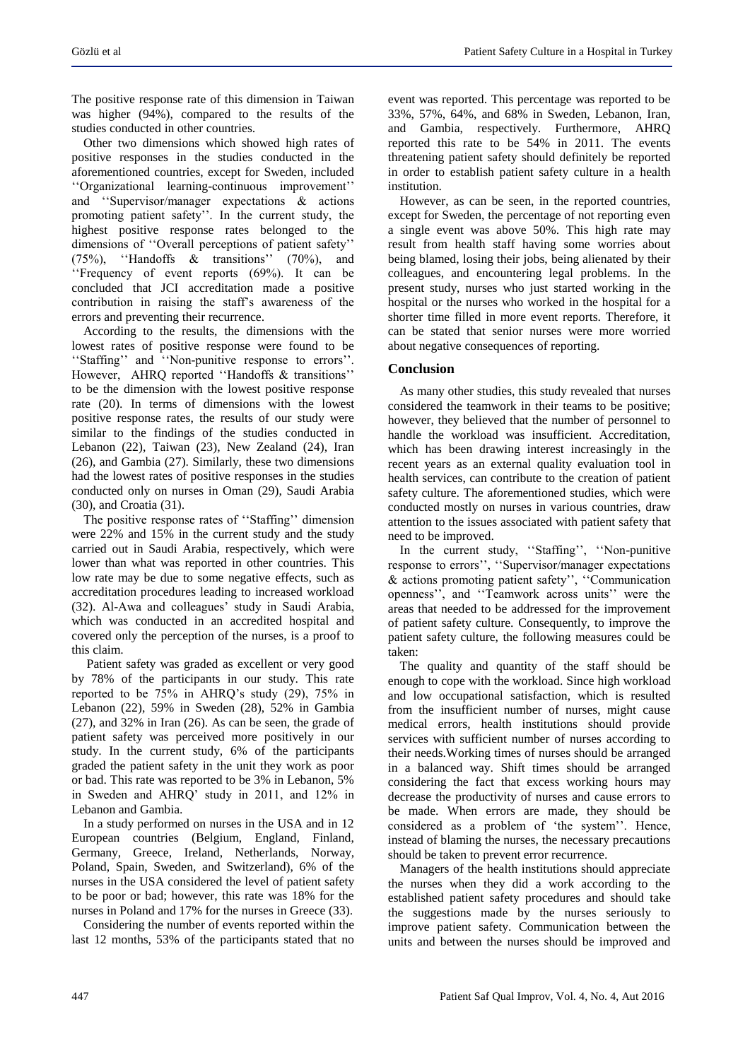The positive response rate of this dimension in Taiwan was higher (94%), compared to the results of the studies conducted in other countries.

Other two dimensions which showed high rates of positive responses in the studies conducted in the aforementioned countries, except for Sweden, included ''Organizational learning-continuous improvement'' and ''Supervisor/manager expectations & actions promoting patient safety''. In the current study, the highest positive response rates belonged to the dimensions of ''Overall perceptions of patient safety'' (75%), ''Handoffs & transitions'' (70%), and ''Frequency of event reports (69%). It can be concluded that JCI accreditation made a positive contribution in raising the staff's awareness of the errors and preventing their recurrence.

According to the results, the dimensions with the lowest rates of positive response were found to be ''Staffing'' and ''Non-punitive response to errors''. However, AHRQ reported ''Handoffs & transitions'' to be the dimension with the lowest positive response rate (20). In terms of dimensions with the lowest positive response rates, the results of our study were similar to the findings of the studies conducted in Lebanon (22), Taiwan (23), New Zealand (24), Iran (26), and Gambia (27). Similarly, these two dimensions had the lowest rates of positive responses in the studies conducted only on nurses in Oman (29), Saudi Arabia (30), and Croatia (31).

The positive response rates of ''Staffing'' dimension were 22% and 15% in the current study and the study carried out in Saudi Arabia, respectively, which were lower than what was reported in other countries. This low rate may be due to some negative effects, such as accreditation procedures leading to increased workload (32). Al-Awa and colleagues' study in Saudi Arabia, which was conducted in an accredited hospital and covered only the perception of the nurses, is a proof to this claim.

Patient safety was graded as excellent or very good by 78% of the participants in our study. This rate reported to be 75% in AHRQ's study (29), 75% in Lebanon (22), 59% in Sweden (28), 52% in Gambia (27), and 32% in Iran (26). As can be seen, the grade of patient safety was perceived more positively in our study. In the current study, 6% of the participants graded the patient safety in the unit they work as poor or bad. This rate was reported to be 3% in Lebanon, 5% in Sweden and AHRQ' study in 2011, and 12% in Lebanon and Gambia.

In a study performed on nurses in the USA and in 12 European countries (Belgium, England, Finland, Germany, Greece, Ireland, Netherlands, Norway, Poland, Spain, Sweden, and Switzerland), 6% of the nurses in the USA considered the level of patient safety to be poor or bad; however, this rate was 18% for the nurses in Poland and 17% for the nurses in Greece (33).

Considering the number of events reported within the last 12 months, 53% of the participants stated that no event was reported. This percentage was reported to be 33%, 57%, 64%, and 68% in Sweden, Lebanon, Iran, and Gambia, respectively. Furthermore, AHRQ reported this rate to be 54% in 2011. The events threatening patient safety should definitely be reported in order to establish patient safety culture in a health institution.

However, as can be seen, in the reported countries, except for Sweden, the percentage of not reporting even a single event was above 50%. This high rate may result from health staff having some worries about being blamed, losing their jobs, being alienated by their colleagues, and encountering legal problems. In the present study, nurses who just started working in the hospital or the nurses who worked in the hospital for a shorter time filled in more event reports. Therefore, it can be stated that senior nurses were more worried about negative consequences of reporting.

## Conclusion

As many other studies, this study revealed that nurses considered the teamwork in their teams to be positive; however, they believed that the number of personnel to handle the workload was insufficient. Accreditation, which has been drawing interest increasingly in the recent years as an external quality evaluation tool in health services, can contribute to the creation of patient safety culture. The aforementioned studies, which were conducted mostly on nurses in various countries, draw attention to the issues associated with patient safety that need to be improved.

In the current study, ''Staffing'', ''Non-punitive response to errors'', ''Supervisor/manager expectations & actions promoting patient safety'', ''Communication openness'', and ''Teamwork across units'' were the areas that needed to be addressed for the improvement of patient safety culture. Consequently, to improve the patient safety culture, the following measures could be taken:

The quality and quantity of the staff should be enough to cope with the workload. Since high workload and low occupational satisfaction, which is resulted from the insufficient number of nurses, might cause medical errors, health institutions should provide services with sufficient number of nurses according to their needs.Working times of nurses should be arranged in a balanced way. Shift times should be arranged considering the fact that excess working hours may decrease the productivity of nurses and cause errors to be made. When errors are made, they should be considered as a problem of 'the system''. Hence, instead of blaming the nurses, the necessary precautions should be taken to prevent error recurrence.

Managers of the health institutions should appreciate the nurses when they did a work according to the established patient safety procedures and should take the suggestions made by the nurses seriously to improve patient safety. Communication between the units and between the nurses should be improved and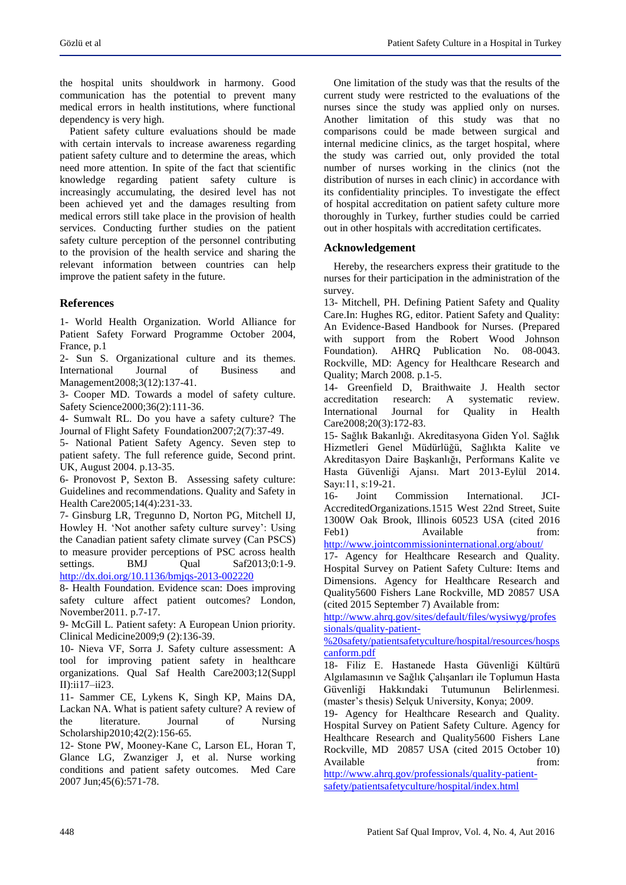the hospital units shouldwork in harmony. Good communication has the potential to prevent many medical errors in health institutions, where functional dependency is very high.

Patient safety culture evaluations should be made with certain intervals to increase awareness regarding patient safety culture and to determine the areas, which need more attention. In spite of the fact that scientific knowledge regarding patient safety culture is increasingly accumulating, the desired level has not been achieved yet and the damages resulting from medical errors still take place in the provision of health services. Conducting further studies on the patient safety culture perception of the personnel contributing to the provision of the health service and sharing the relevant information between countries can help improve the patient safety in the future.

One limitation of the study was that the results of the current study were restricted to the evaluations of the nurses since the study was applied only on nurses. Another limitation of this study was that no comparisons could be made between surgical and internal medicine clinics, as the target hospital, where the study was carried out, only provided the total number of nurses working in the clinics (not the distribution of nurses in each clinic) in accordance with its confidentiality principles. To investigate the effect of hospital accreditation on patient safety culture more thoroughly in Turkey, further studies could be carried out in other hospitals with accreditation certificates.

## Acknowledgement

Hereby, the researchers express their gratitude to the nurses for their participation in the administration of the survey.

## References

1- World Health Organization. World Alliance for Patient Safety Forward Programme October 2004, France, p.1

2- Sun S. Organizational culture and its themes. International Journal of Business and Management2008;3(12):137-41.

3- Cooper MD. Towards a model of safety culture. Safety Science2000;36(2):111-36.

4- Sumwalt RL. Do you have a safety culture? The Journal of Flight Safety Foundation2007;2(7):37-49.

5- National Patient Safety Agency. Seven step to patient safety. The full reference guide, Second print. UK, August 2004. p.13-35.

6- Pronovost P, Sexton B. Assessing safety culture: Guidelines and recommendations. Quality and Safety in Health Care2005;14(4):231-33.

7- Ginsburg LR, Tregunno D, Norton PG, Mitchell IJ, Howley H. 'Not another safety culture survey': Using the Canadian patient safety climate survey (Can PSCS) to measure provider perceptions of PSC across health settings. BMJ Qual Saf2013;0:1-9. http://dx.doi.org/10.1136/bmjqs-2013-002220

8- Health Foundation. Evidence scan: Does improving safety culture affect patient outcomes? London, November2011. p.7-17.

9- McGill L. Patient safety: A European Union priority. Clinical Medicine2009;9 (2):136-39.

10- Nieva VF, Sorra J. Safety culture assessment: A tool for improving patient safety in healthcare organizations. Qual Saf Health Care2003;12(Suppl II):ii17–ii23.

11- Sammer CE, Lykens K, Singh KP, Mains DA, Lackan NA. What is patient safety culture? A review of the literature. Journal of Nursing Scholarship2010;42(2):156-65.

12- Stone PW, Mooney-Kane C, Larson EL, Horan T, Glance LG, Zwanziger J, et al. Nurse working conditions and patient safety outcomes. Med Care 2007 Jun;45(6):571-78.

13- Mitchell, PH. Defining Patient Safety and Quality Care.In: Hughes RG, editor. Patient Safety and Quality: An Evidence-Based Handbook for Nurses. (Prepared with support from the Robert Wood Johnson Foundation). AHRQ Publication No. 08-0043. Rockville, MD: Agency for Healthcare Research and Quality; March 2008. p.1-5.

14- Greenfield D, Braithwaite J. Health sector accreditation research: A systematic review. International Journal for Quality in Health Care2008;20(3):172-83.

15- Sağlık Bakanlığı. Akreditasyona Giden Yol. Sağlık Hizmetleri Genel Müdürlüğü, Sağlıkta Kalite ve Akreditasyon Daire Başkanlığı, Performans Kalite ve Hasta Güvenliği Ajansı. Mart 2013-Eylül 2014. Sayı:11, s:19-21.

16- Joint Commission International. JCI-AccreditedOrganizations.1515 West 22nd Street, Suite 1300W Oak Brook, Illinois 60523 USA (cited 2016 Feb1) Available from: http://www.jointcommissioninternational.org/about/

17- Agency for Healthcare Research and Quality. Hospital Survey on Patient Safety Culture: Items and Dimensions. Agency for Healthcare Research and Quality5600 Fishers Lane Rockville, MD 20857 USA (cited 2015 September 7) Available from: http://www.ahrq.gov/sites/default/files/wysiwyg/professionals/quality-patient-%20safety/patientsafetyculture/hospital/resources/hospscanform.pdf

18- Filiz E. Hastanede Hasta Güvenliği Kültürü Algılamasının ve Sağlık Çalışanları ile Toplumun Hasta Güvenliği Hakkındaki Tutumunun Belirlenmesi. (master's thesis) Selçuk University, Konya; 2009.

19- Agency for Healthcare Research and Quality. Hospital Survey on Patient Safety Culture. Agency for Healthcare Research and Quality5600 Fishers Lane Rockville, MD 20857 USA (cited 2015 October 10) Available from: http://www.ahrq.gov/professionals/quality-patient-safety/patientsafetyculture/hospital/index.html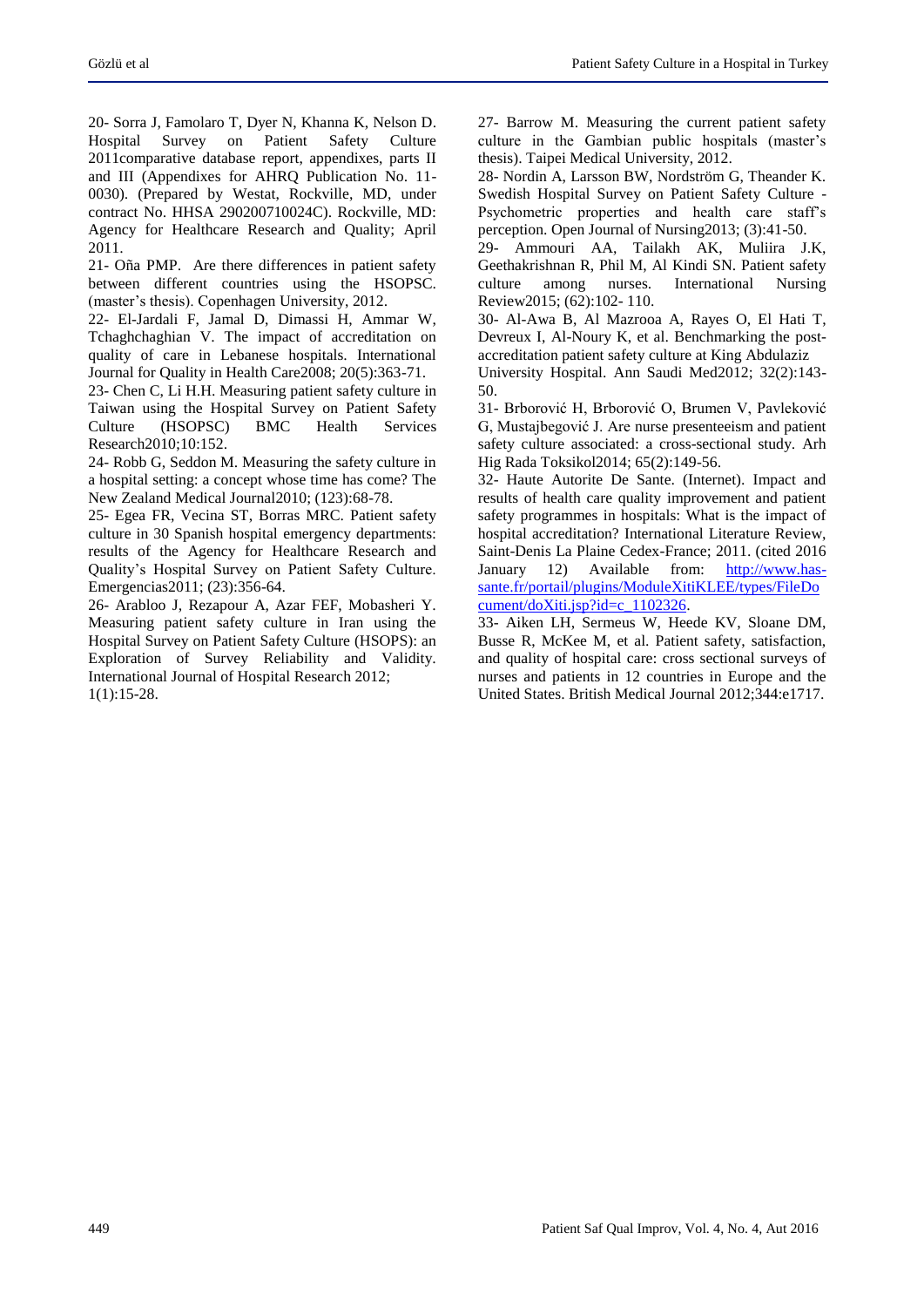20- Sorra J, Famolaro T, Dyer N, Khanna K, Nelson D. Hospital Survey on Patient Safety Culture 2011comparative database report, appendixes, parts II and III (Appendixes for AHRQ Publication No. 11-0030). (Prepared by Westat, Rockville, MD, under contract No. HHSA 290200710024C). Rockville, MD: Agency for Healthcare Research and Quality; April 2011.

21- Oña PMP. Are there differences in patient safety between different countries using the HSOPSC. (master's thesis). Copenhagen University, 2012.

22- El-Jardali F, Jamal D, Dimassi H, Ammar W, Tchaghchaghian V. The impact of accreditation on quality of care in Lebanese hospitals. International Journal for Quality in Health Care2008; 20(5):363-71.

23- Chen C, Li H.H. Measuring patient safety culture in Taiwan using the Hospital Survey on Patient Safety Culture (HSOPSC) BMC Health Services Research2010;10:152.

24- Robb G, Seddon M. Measuring the safety culture in a hospital setting: a concept whose time has come? The New Zealand Medical Journal2010; (123):68-78.

25- Egea FR, Vecina ST, Borras MRC. Patient safety culture in 30 Spanish hospital emergency departments: results of the Agency for Healthcare Research and Quality's Hospital Survey on Patient Safety Culture. Emergencias2011; (23):356-64.

26- Arabloo J, Rezapour A, Azar FEF, Mobasheri Y. Measuring patient safety culture in Iran using the Hospital Survey on Patient Safety Culture (HSOPS): an Exploration of Survey Reliability and Validity. International Journal of Hospital Research 2012; 1(1):15-28.

27- Barrow M. Measuring the current patient safety culture in the Gambian public hospitals (master's thesis). Taipei Medical University, 2012.

28- Nordin A, Larsson BW, Nordström G, Theander K. Swedish Hospital Survey on Patient Safety Culture - Psychometric properties and health care staff's perception. Open Journal of Nursing2013; (3):41-50.

29- Ammouri AA, Tailakh AK, Muliira J.K, Geethakrishnan R, Phil M, Al Kindi SN. Patient safety culture among nurses. International Nursing Review2015; (62):102- 110.

30- Al-Awa B, Al Mazrooa A, Rayes O, El Hati T, Devreux I, Al-Noury K, et al. Benchmarking the post-accreditation patient safety culture at King Abdulaziz University Hospital. Ann Saudi Med2012; 32(2):143-50.

31- Brborović H, Brborović O, Brumen V, Pavleković G, Mustajbegović J. Are nurse presenteeism and patient safety culture associated: a cross-sectional study. Arh Hig Rada Toksikol2014; 65(2):149-56.

32- Haute Autorite De Sante. (Internet). Impact and results of health care quality improvement and patient safety programmes in hospitals: What is the impact of hospital accreditation? International Literature Review, Saint-Denis La Plaine Cedex-France; 2011. (cited 2016 January 12) Available from: http://www.has-sante.fr/portail/plugins/ModuleXitiKLEE/types/FileDocument/doXiti.jsp?id=c_1102326.

33- Aiken LH, Sermeus W, Heede KV, Sloane DM, Busse R, McKee M, et al. Patient safety, satisfaction, and quality of hospital care: cross sectional surveys of nurses and patients in 12 countries in Europe and the United States. British Medical Journal 2012;344:e1717.